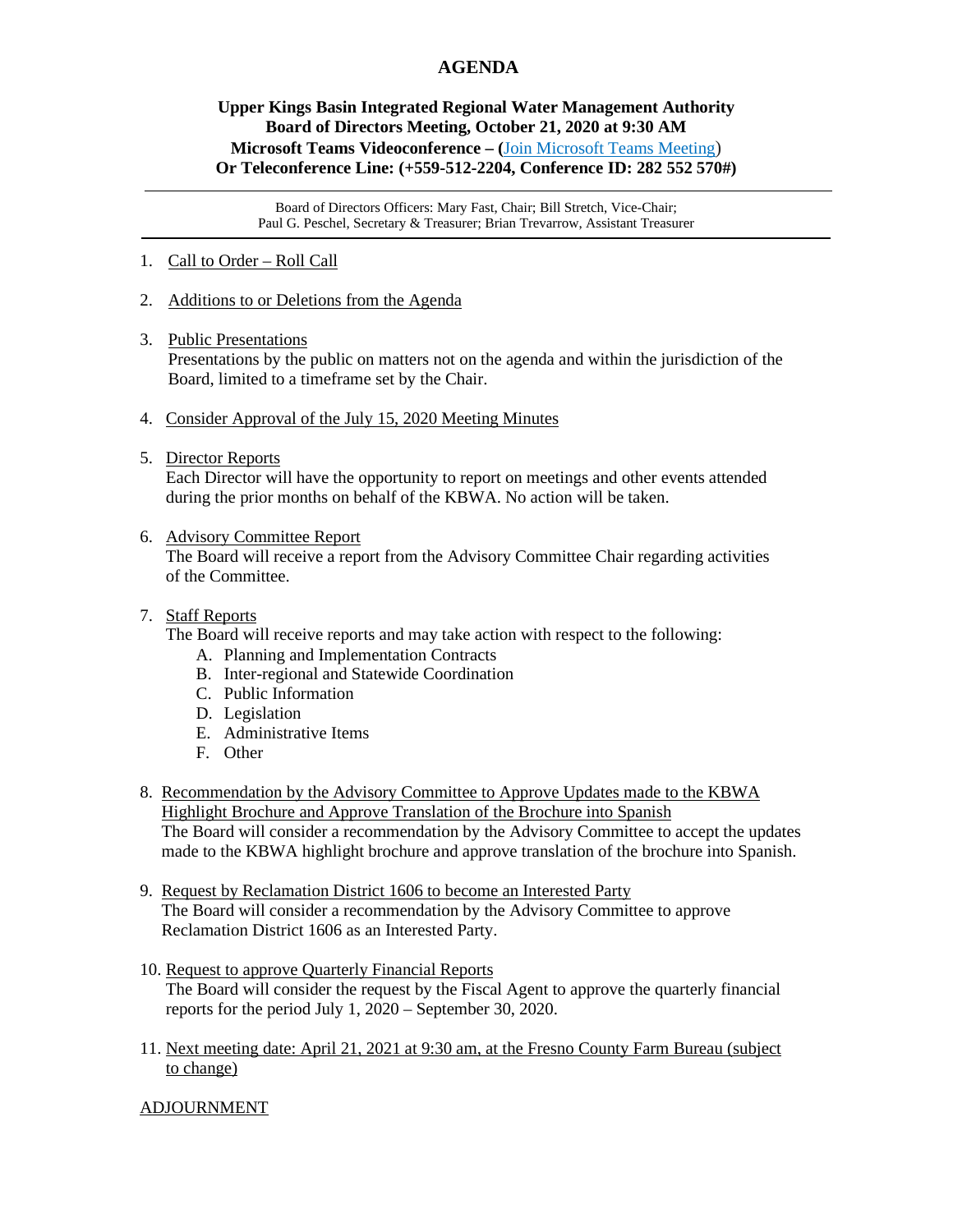# AGENDA

**Upper Kings Basin Integrated Regional Water Management Authority**
**Board of Directors Meeting, October 21, 2020 at 9:30 AM**
**Microsoft Teams Videoconference – (Join Microsoft Teams Meeting)**
**Or Teleconference Line: (+559-512-2204, Conference ID: 282 552 570#)**

---

Board of Directors Officers: Mary Fast, Chair; Bill Stretch, Vice-Chair;
Paul G. Peschel, Secretary & Treasurer; Brian Trevarrow, Assistant Treasurer

---

1. Call to Order – Roll Call

2. Additions to or Deletions from the Agenda

3. Public Presentations
   Presentations by the public on matters not on the agenda and within the jurisdiction of the Board, limited to a timeframe set by the Chair.

4. Consider Approval of the July 15, 2020 Meeting Minutes

5. Director Reports
   Each Director will have the opportunity to report on meetings and other events attended during the prior months on behalf of the KBWA. No action will be taken.

6. Advisory Committee Report
   The Board will receive a report from the Advisory Committee Chair regarding activities of the Committee.

7. Staff Reports
   The Board will receive reports and may take action with respect to the following:
   A. Planning and Implementation Contracts
   B. Inter-regional and Statewide Coordination
   C. Public Information
   D. Legislation
   E. Administrative Items
   F. Other

8. Recommendation by the Advisory Committee to Approve Updates made to the KBWA Highlight Brochure and Approve Translation of the Brochure into Spanish
   The Board will consider a recommendation by the Advisory Committee to accept the updates made to the KBWA highlight brochure and approve translation of the brochure into Spanish.

9. Request by Reclamation District 1606 to become an Interested Party
   The Board will consider a recommendation by the Advisory Committee to approve Reclamation District 1606 as an Interested Party.

10. Request to approve Quarterly Financial Reports
    The Board will consider the request by the Fiscal Agent to approve the quarterly financial reports for the period July 1, 2020 – September 30, 2020.

11. Next meeting date: April 21, 2021 at 9:30 am, at the Fresno County Farm Bureau (subject to change)

ADJOURNMENT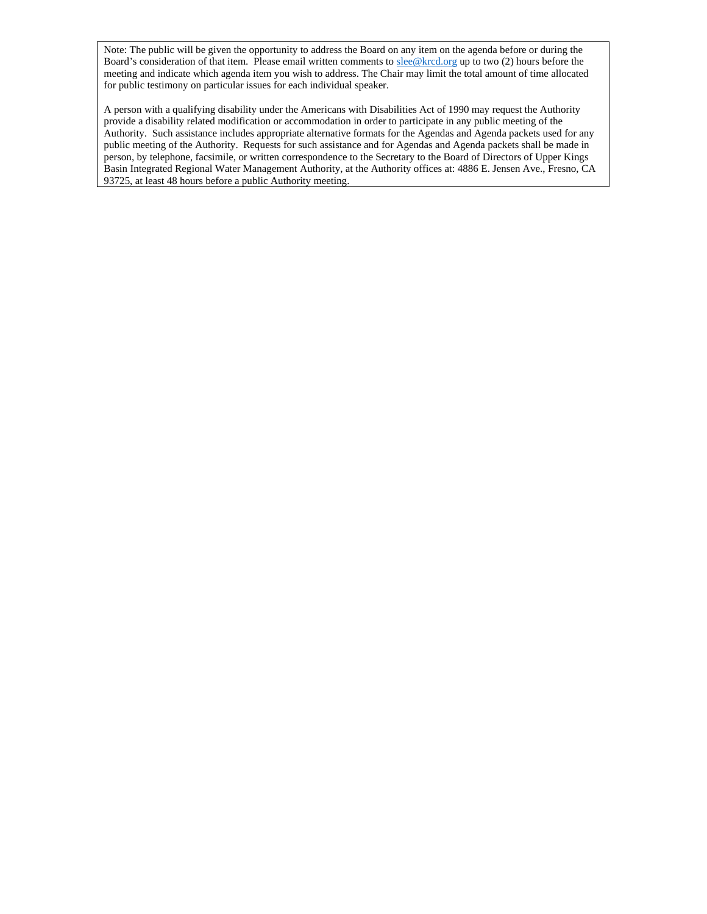Note: The public will be given the opportunity to address the Board on any item on the agenda before or during the Board's consideration of that item. Please email written comments to slee@krcd.org up to two (2) hours before the meeting and indicate which agenda item you wish to address. The Chair may limit the total amount of time allocated for public testimony on particular issues for each individual speaker.

A person with a qualifying disability under the Americans with Disabilities Act of 1990 may request the Authority provide a disability related modification or accommodation in order to participate in any public meeting of the Authority. Such assistance includes appropriate alternative formats for the Agendas and Agenda packets used for any public meeting of the Authority. Requests for such assistance and for Agendas and Agenda packets shall be made in person, by telephone, facsimile, or written correspondence to the Secretary to the Board of Directors of Upper Kings Basin Integrated Regional Water Management Authority, at the Authority offices at: 4886 E. Jensen Ave., Fresno, CA 93725, at least 48 hours before a public Authority meeting.